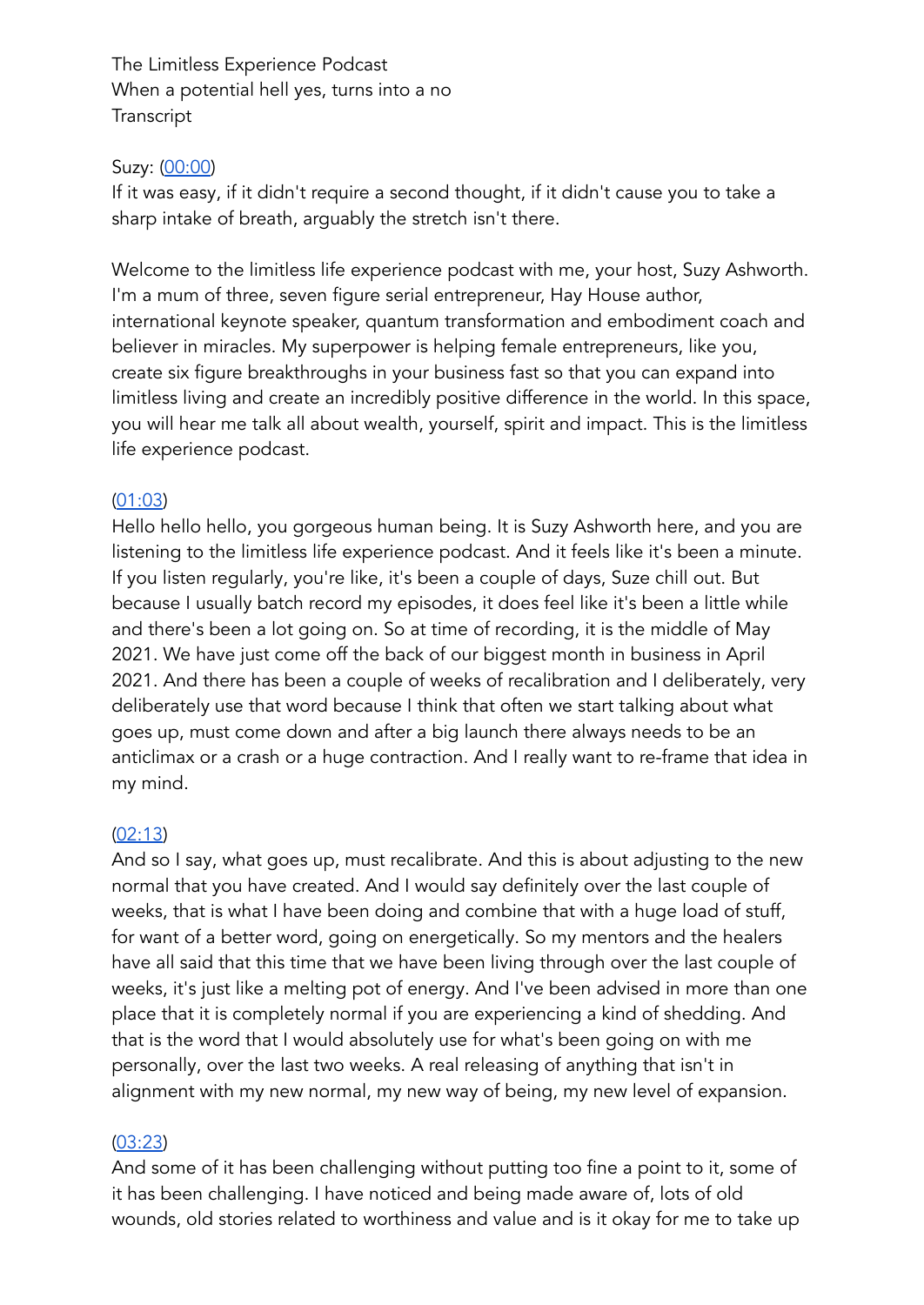The Limitless Experience Podcast
When a potential hell yes, turns into a no
Transcript

Suzy: ([00:00](#))
If it was easy, if it didn't require a second thought, if it didn't cause you to take a sharp intake of breath, arguably the stretch isn't there.

Welcome to the limitless life experience podcast with me, your host, Suzy Ashworth. I'm a mum of three, seven figure serial entrepreneur, Hay House author, international keynote speaker, quantum transformation and embodiment coach and believer in miracles. My superpower is helping female entrepreneurs, like you, create six figure breakthroughs in your business fast so that you can expand into limitless living and create an incredibly positive difference in the world. In this space, you will hear me talk all about wealth, yourself, spirit and impact. This is the limitless life experience podcast.

([01:03](#))
Hello hello hello, you gorgeous human being. It is Suzy Ashworth here, and you are listening to the limitless life experience podcast. And it feels like it's been a minute. If you listen regularly, you're like, it's been a couple of days, Suze chill out. But because I usually batch record my episodes, it does feel like it's been a little while and there's been a lot going on. So at time of recording, it is the middle of May 2021. We have just come off the back of our biggest month in business in April 2021. And there has been a couple of weeks of recalibration and I deliberately, very deliberately use that word because I think that often we start talking about what goes up, must come down and after a big launch there always needs to be an anticlimax or a crash or a huge contraction. And I really want to re-frame that idea in my mind.

([02:13](#))
And so I say, what goes up, must recalibrate. And this is about adjusting to the new normal that you have created. And I would say definitely over the last couple of weeks, that is what I have been doing and combine that with a huge load of stuff, for want of a better word, going on energetically. So my mentors and the healers have all said that this time that we have been living through over the last couple of weeks, it's just like a melting pot of energy. And I've been advised in more than one place that it is completely normal if you are experiencing a kind of shedding. And that is the word that I would absolutely use for what's been going on with me personally, over the last two weeks. A real releasing of anything that isn't in alignment with my new normal, my new way of being, my new level of expansion.

([03:23](#))
And some of it has been challenging without putting too fine a point to it, some of it has been challenging. I have noticed and being made aware of, lots of old wounds, old stories related to worthiness and value and is it okay for me to take up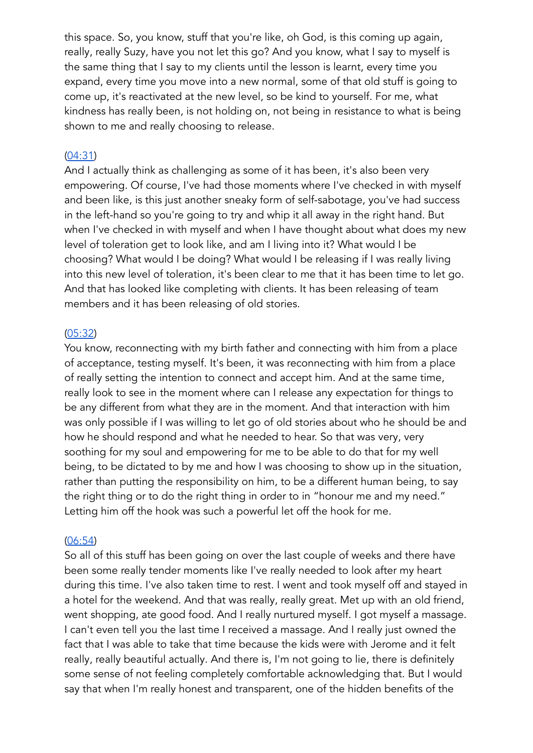this space. So, you know, stuff that you're like, oh God, is this coming up again, really, really Suzy, have you not let this go? And you know, what I say to myself is the same thing that I say to my clients until the lesson is learnt, every time you expand, every time you move into a new normal, some of that old stuff is going to come up, it's reactivated at the new level, so be kind to yourself. For me, what kindness has really been, is not holding on, not being in resistance to what is being shown to me and really choosing to release.

([04:31](04:31))
And I actually think as challenging as some of it has been, it's also been very empowering. Of course, I've had those moments where I've checked in with myself and been like, is this just another sneaky form of self-sabotage, you've had success in the left-hand so you're going to try and whip it all away in the right hand. But when I've checked in with myself and when I have thought about what does my new level of toleration get to look like, and am I living into it? What would I be choosing? What would I be doing? What would I be releasing if I was really living into this new level of toleration, it's been clear to me that it has been time to let go. And that has looked like completing with clients. It has been releasing of team members and it has been releasing of old stories.

([05:32](05:32))
You know, reconnecting with my birth father and connecting with him from a place of acceptance, testing myself. It's been, it was reconnecting with him from a place of really setting the intention to connect and accept him. And at the same time, really look to see in the moment where can I release any expectation for things to be any different from what they are in the moment. And that interaction with him was only possible if I was willing to let go of old stories about who he should be and how he should respond and what he needed to hear. So that was very, very soothing for my soul and empowering for me to be able to do that for my well being, to be dictated to by me and how I was choosing to show up in the situation, rather than putting the responsibility on him, to be a different human being, to say the right thing or to do the right thing in order to in "honour me and my need." Letting him off the hook was such a powerful let off the hook for me.

([06:54](06:54))
So all of this stuff has been going on over the last couple of weeks and there have been some really tender moments like I've really needed to look after my heart during this time. I've also taken time to rest. I went and took myself off and stayed in a hotel for the weekend. And that was really, really great. Met up with an old friend, went shopping, ate good food. And I really nurtured myself. I got myself a massage. I can't even tell you the last time I received a massage. And I really just owned the fact that I was able to take that time because the kids were with Jerome and it felt really, really beautiful actually. And there is, I'm not going to lie, there is definitely some sense of not feeling completely comfortable acknowledging that. But I would say that when I'm really honest and transparent, one of the hidden benefits of the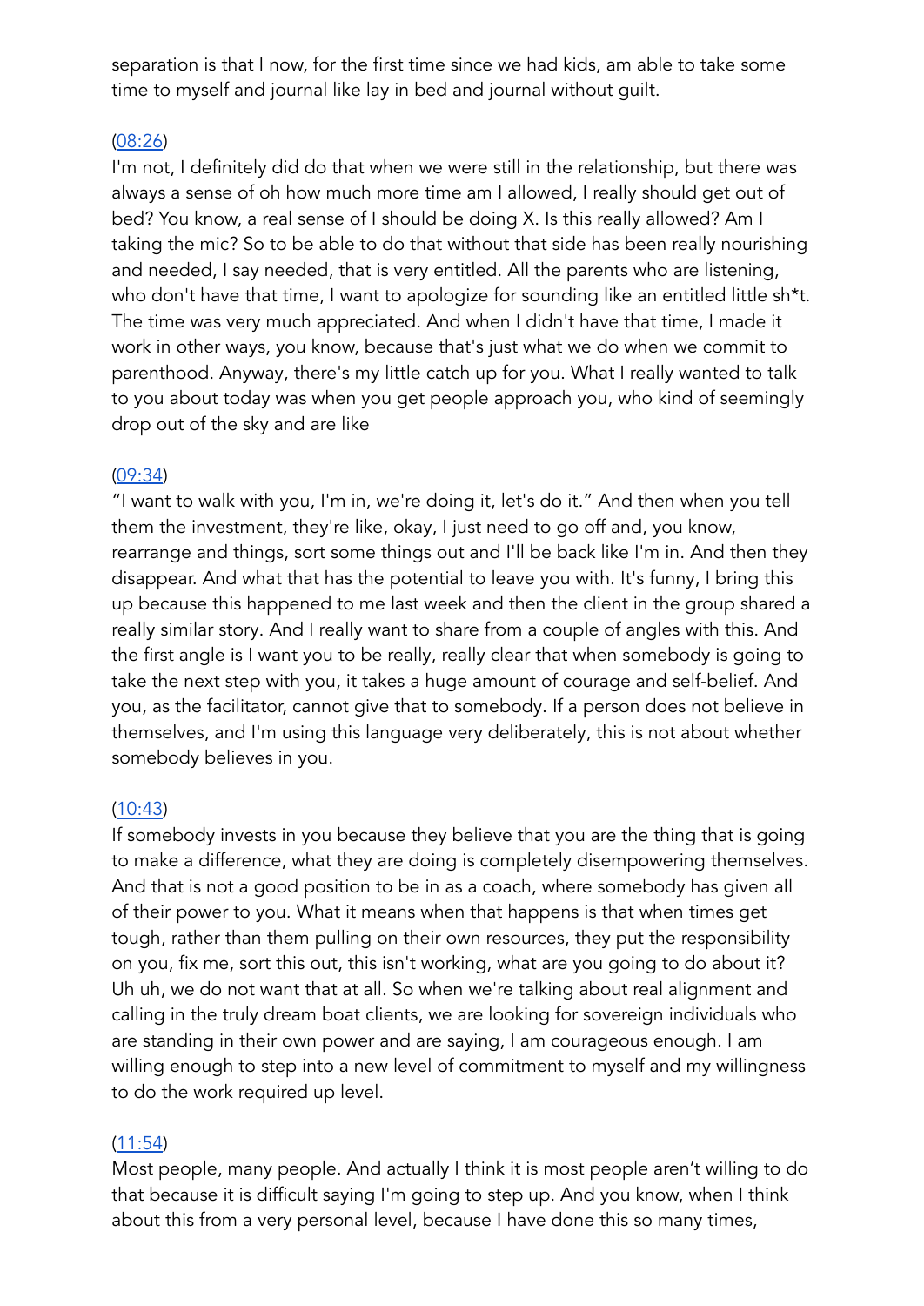separation is that I now, for the first time since we had kids, am able to take some time to myself and journal like lay in bed and journal without guilt.

[(08:26)]

I'm not, I definitely did do that when we were still in the relationship, but there was always a sense of oh how much more time am I allowed, I really should get out of bed? You know, a real sense of I should be doing X. Is this really allowed? Am I taking the mic? So to be able to do that without that side has been really nourishing and needed, I say needed, that is very entitled. All the parents who are listening, who don't have that time, I want to apologize for sounding like an entitled little sh*t. The time was very much appreciated. And when I didn't have that time, I made it work in other ways, you know, because that's just what we do when we commit to parenthood. Anyway, there's my little catch up for you. What I really wanted to talk to you about today was when you get people approach you, who kind of seemingly drop out of the sky and are like

[(09:34)]

"I want to walk with you, I'm in, we're doing it, let's do it." And then when you tell them the investment, they're like, okay, I just need to go off and, you know, rearrange and things, sort some things out and I'll be back like I'm in. And then they disappear. And what that has the potential to leave you with. It's funny, I bring this up because this happened to me last week and then the client in the group shared a really similar story. And I really want to share from a couple of angles with this. And the first angle is I want you to be really, really clear that when somebody is going to take the next step with you, it takes a huge amount of courage and self-belief. And you, as the facilitator, cannot give that to somebody. If a person does not believe in themselves, and I'm using this language very deliberately, this is not about whether somebody believes in you.

[(10:43)]

If somebody invests in you because they believe that you are the thing that is going to make a difference, what they are doing is completely disempowering themselves. And that is not a good position to be in as a coach, where somebody has given all of their power to you. What it means when that happens is that when times get tough, rather than them pulling on their own resources, they put the responsibility on you, fix me, sort this out, this isn't working, what are you going to do about it? Uh uh, we do not want that at all. So when we're talking about real alignment and calling in the truly dream boat clients, we are looking for sovereign individuals who are standing in their own power and are saying, I am courageous enough. I am willing enough to step into a new level of commitment to myself and my willingness to do the work required up level.

[(11:54)]

Most people, many people. And actually I think it is most people aren't willing to do that because it is difficult saying I'm going to step up. And you know, when I think about this from a very personal level, because I have done this so many times,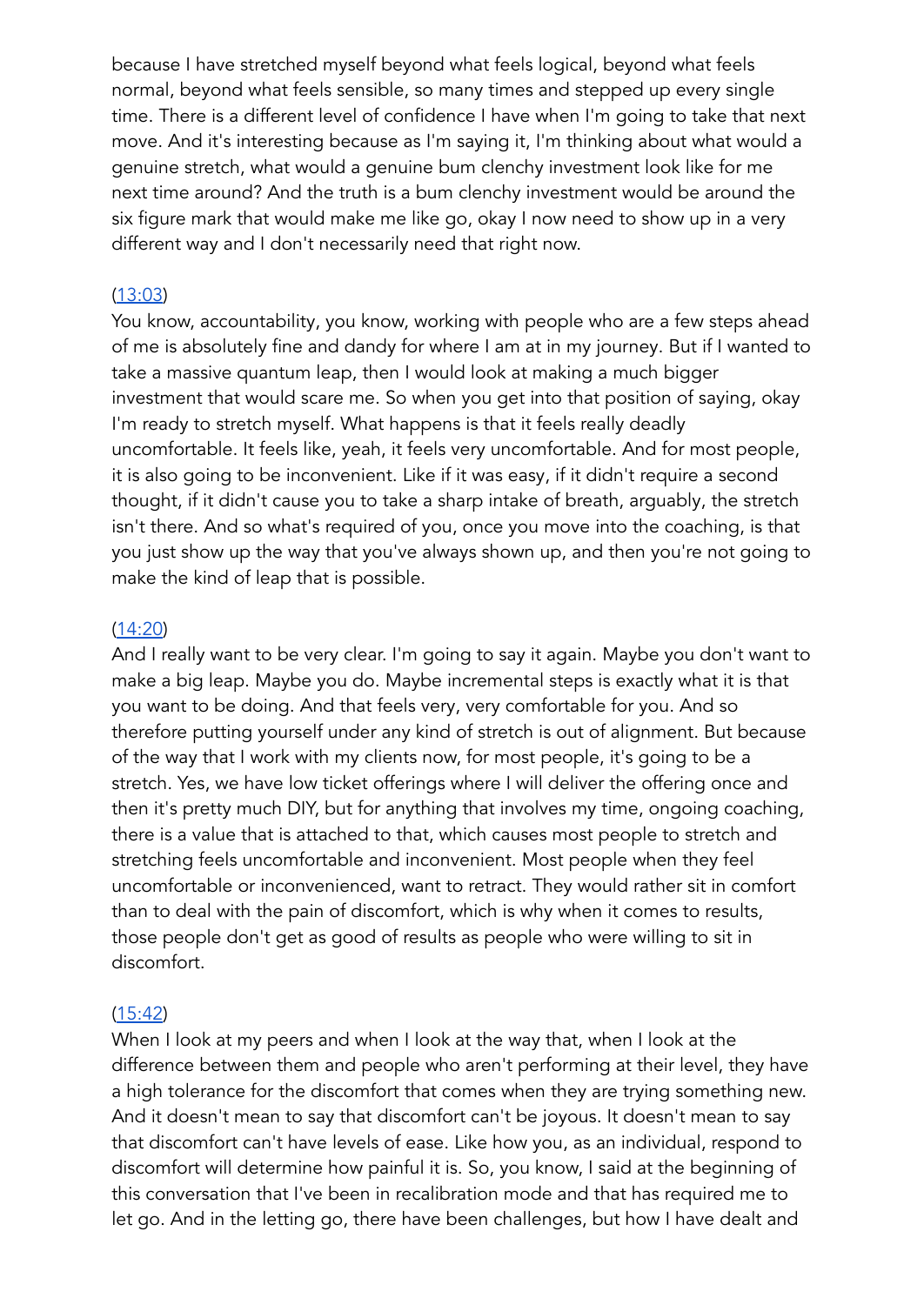because I have stretched myself beyond what feels logical, beyond what feels normal, beyond what feels sensible, so many times and stepped up every single time. There is a different level of confidence I have when I'm going to take that next move. And it's interesting because as I'm saying it, I'm thinking about what would a genuine stretch, what would a genuine bum clenchy investment look like for me next time around? And the truth is a bum clenchy investment would be around the six figure mark that would make me like go, okay I now need to show up in a very different way and I don't necessarily need that right now.

(13:03)
You know, accountability, you know, working with people who are a few steps ahead of me is absolutely fine and dandy for where I am at in my journey. But if I wanted to take a massive quantum leap, then I would look at making a much bigger investment that would scare me. So when you get into that position of saying, okay I'm ready to stretch myself. What happens is that it feels really deadly uncomfortable. It feels like, yeah, it feels very uncomfortable. And for most people, it is also going to be inconvenient. Like if it was easy, if it didn't require a second thought, if it didn't cause you to take a sharp intake of breath, arguably, the stretch isn't there. And so what's required of you, once you move into the coaching, is that you just show up the way that you've always shown up, and then you're not going to make the kind of leap that is possible.

(14:20)
And I really want to be very clear. I'm going to say it again. Maybe you don't want to make a big leap. Maybe you do. Maybe incremental steps is exactly what it is that you want to be doing. And that feels very, very comfortable for you. And so therefore putting yourself under any kind of stretch is out of alignment. But because of the way that I work with my clients now, for most people, it's going to be a stretch. Yes, we have low ticket offerings where I will deliver the offering once and then it's pretty much DIY, but for anything that involves my time, ongoing coaching, there is a value that is attached to that, which causes most people to stretch and stretching feels uncomfortable and inconvenient. Most people when they feel uncomfortable or inconvenienced, want to retract. They would rather sit in comfort than to deal with the pain of discomfort, which is why when it comes to results, those people don't get as good of results as people who were willing to sit in discomfort.

(15:42)
When I look at my peers and when I look at the way that, when I look at the difference between them and people who aren't performing at their level, they have a high tolerance for the discomfort that comes when they are trying something new. And it doesn't mean to say that discomfort can't be joyous. It doesn't mean to say that discomfort can't have levels of ease. Like how you, as an individual, respond to discomfort will determine how painful it is. So, you know, I said at the beginning of this conversation that I've been in recalibration mode and that has required me to let go. And in the letting go, there have been challenges, but how I have dealt and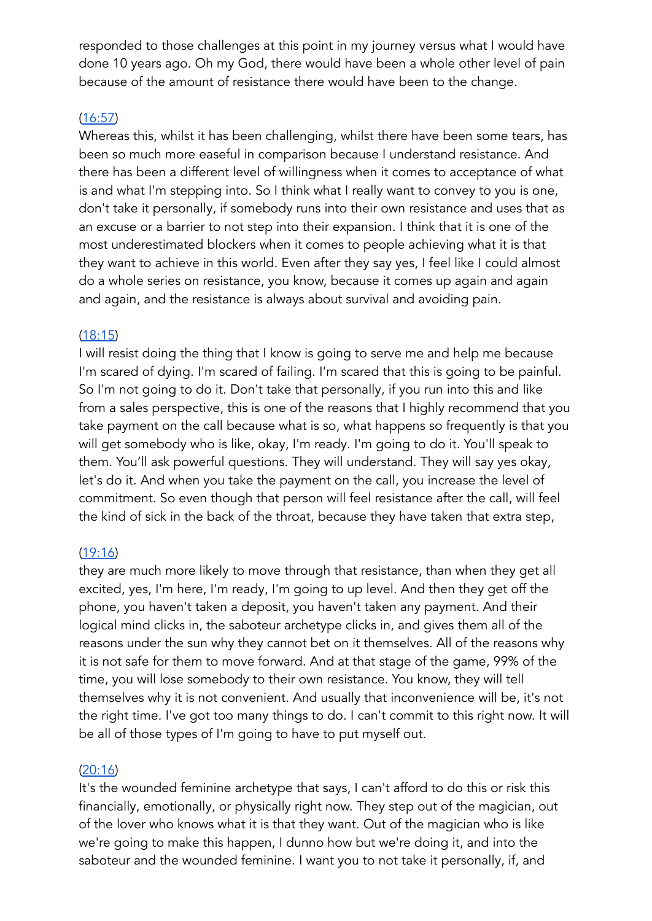responded to those challenges at this point in my journey versus what I would have done 10 years ago. Oh my God, there would have been a whole other level of pain because of the amount of resistance there would have been to the change.

[(16:57)]()
Whereas this, whilst it has been challenging, whilst there have been some tears, has been so much more easeful in comparison because I understand resistance. And there has been a different level of willingness when it comes to acceptance of what is and what I'm stepping into. So I think what I really want to convey to you is one, don't take it personally, if somebody runs into their own resistance and uses that as an excuse or a barrier to not step into their expansion. I think that it is one of the most underestimated blockers when it comes to people achieving what it is that they want to achieve in this world. Even after they say yes, I feel like I could almost do a whole series on resistance, you know, because it comes up again and again and again, and the resistance is always about survival and avoiding pain.

[(18:15)]()
I will resist doing the thing that I know is going to serve me and help me because I'm scared of dying. I'm scared of failing. I'm scared that this is going to be painful. So I'm not going to do it. Don't take that personally, if you run into this and like from a sales perspective, this is one of the reasons that I highly recommend that you take payment on the call because what is so, what happens so frequently is that you will get somebody who is like, okay, I'm ready. I'm going to do it. You'll speak to them. You'll ask powerful questions. They will understand. They will say yes okay, let's do it. And when you take the payment on the call, you increase the level of commitment. So even though that person will feel resistance after the call, will feel the kind of sick in the back of the throat, because they have taken that extra step,

[(19:16)]()
they are much more likely to move through that resistance, than when they get all excited, yes, I'm here, I'm ready, I'm going to up level. And then they get off the phone, you haven't taken a deposit, you haven't taken any payment. And their logical mind clicks in, the saboteur archetype clicks in, and gives them all of the reasons under the sun why they cannot bet on it themselves. All of the reasons why it is not safe for them to move forward. And at that stage of the game, 99% of the time, you will lose somebody to their own resistance. You know, they will tell themselves why it is not convenient. And usually that inconvenience will be, it's not the right time. I've got too many things to do. I can't commit to this right now. It will be all of those types of I'm going to have to put myself out.

[(20:16)]()
It's the wounded feminine archetype that says, I can't afford to do this or risk this financially, emotionally, or physically right now. They step out of the magician, out of the lover who knows what it is that they want. Out of the magician who is like we're going to make this happen, I dunno how but we're doing it, and into the saboteur and the wounded feminine. I want you to not take it personally, if, and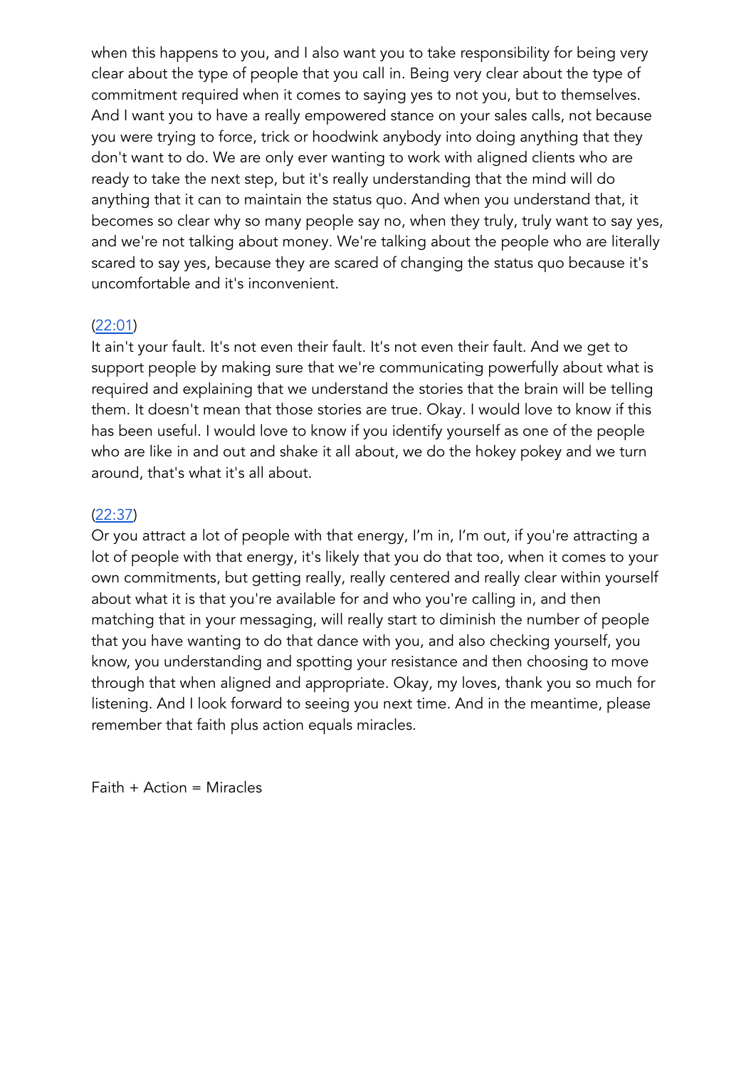when this happens to you, and I also want you to take responsibility for being very clear about the type of people that you call in. Being very clear about the type of commitment required when it comes to saying yes to not you, but to themselves. And I want you to have a really empowered stance on your sales calls, not because you were trying to force, trick or hoodwink anybody into doing anything that they don't want to do. We are only ever wanting to work with aligned clients who are ready to take the next step, but it's really understanding that the mind will do anything that it can to maintain the status quo. And when you understand that, it becomes so clear why so many people say no, when they truly, truly want to say yes, and we're not talking about money. We're talking about the people who are literally scared to say yes, because they are scared of changing the status quo because it's uncomfortable and it's inconvenient.

(22:01)
It ain't your fault. It's not even their fault. It's not even their fault. And we get to support people by making sure that we're communicating powerfully about what is required and explaining that we understand the stories that the brain will be telling them. It doesn't mean that those stories are true. Okay. I would love to know if this has been useful. I would love to know if you identify yourself as one of the people who are like in and out and shake it all about, we do the hokey pokey and we turn around, that's what it's all about.

(22:37)
Or you attract a lot of people with that energy, I'm in, I'm out, if you're attracting a lot of people with that energy, it's likely that you do that too, when it comes to your own commitments, but getting really, really centered and really clear within yourself about what it is that you're available for and who you're calling in, and then matching that in your messaging, will really start to diminish the number of people that you have wanting to do that dance with you, and also checking yourself, you know, you understanding and spotting your resistance and then choosing to move through that when aligned and appropriate. Okay, my loves, thank you so much for listening. And I look forward to seeing you next time. And in the meantime, please remember that faith plus action equals miracles.

Faith + Action = Miracles